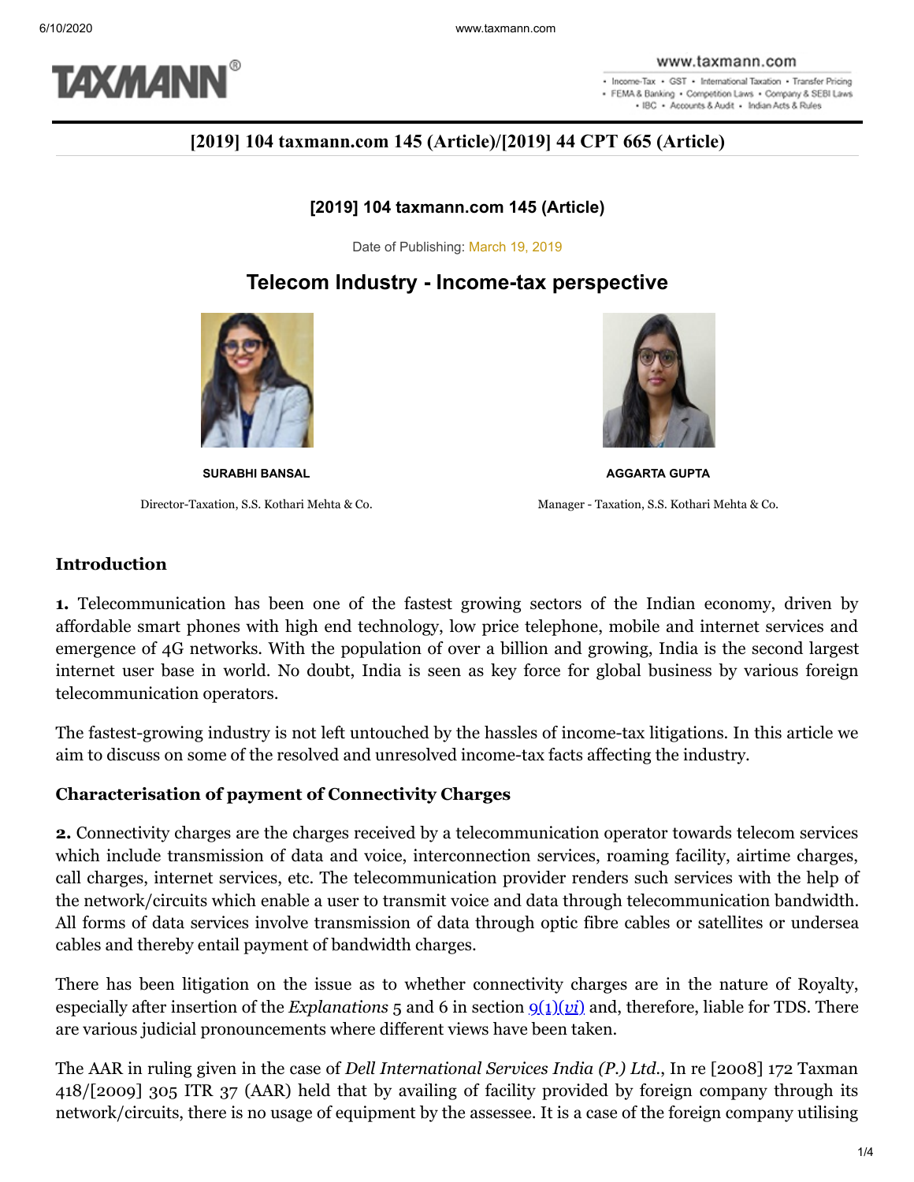**[2019] 104 taxmann.com 145 (Article)/[2019] 44 CPT 665 (Article)**

**[2019] 104 taxmann.com 145 (Article)**

Date of Publishing: March 19, 2019

# Telecom Industry - Income-tax perspective

**SURABHI BANSAL**

Director-Taxation, S.S. Kothari Mehta & Co.

**AGGARTA GUPTA**

Manager - Taxation, S.S. Kothari Mehta & Co.

## Introduction

**1.** Telecommunication has been one of the fastest growing sectors of the Indian economy, driven by affordable smart phones with high end technology, low price telephone, mobile and internet services and emergence of 4G networks. With the population of over a billion and growing, India is the second largest internet user base in world. No doubt, India is seen as key force for global business by various foreign telecommunication operators.

The fastest-growing industry is not left untouched by the hassles of income-tax litigations. In this article we aim to discuss on some of the resolved and unresolved income-tax facts affecting the industry.

## Characterisation of payment of Connectivity Charges

**2.** Connectivity charges are the charges received by a telecommunication operator towards telecom services which include transmission of data and voice, interconnection services, roaming facility, airtime charges, call charges, internet services, etc. The telecommunication provider renders such services with the help of the network/circuits which enable a user to transmit voice and data through telecommunication bandwidth. All forms of data services involve transmission of data through optic fibre cables or satellites or undersea cables and thereby entail payment of bandwidth charges.

There has been litigation on the issue as to whether connectivity charges are in the nature of Royalty, especially after insertion of the *Explanations* 5 and 6 in section 9(1)(*vi*) and, therefore, liable for TDS. There are various judicial pronouncements where different views have been taken.

The AAR in ruling given in the case of *Dell International Services India (P.) Ltd.*, In re [2008] 172 Taxman 418/[2009] 305 ITR 37 (AAR) held that by availing of facility provided by foreign company through its network/circuits, there is no usage of equipment by the assessee. It is a case of the foreign company utilising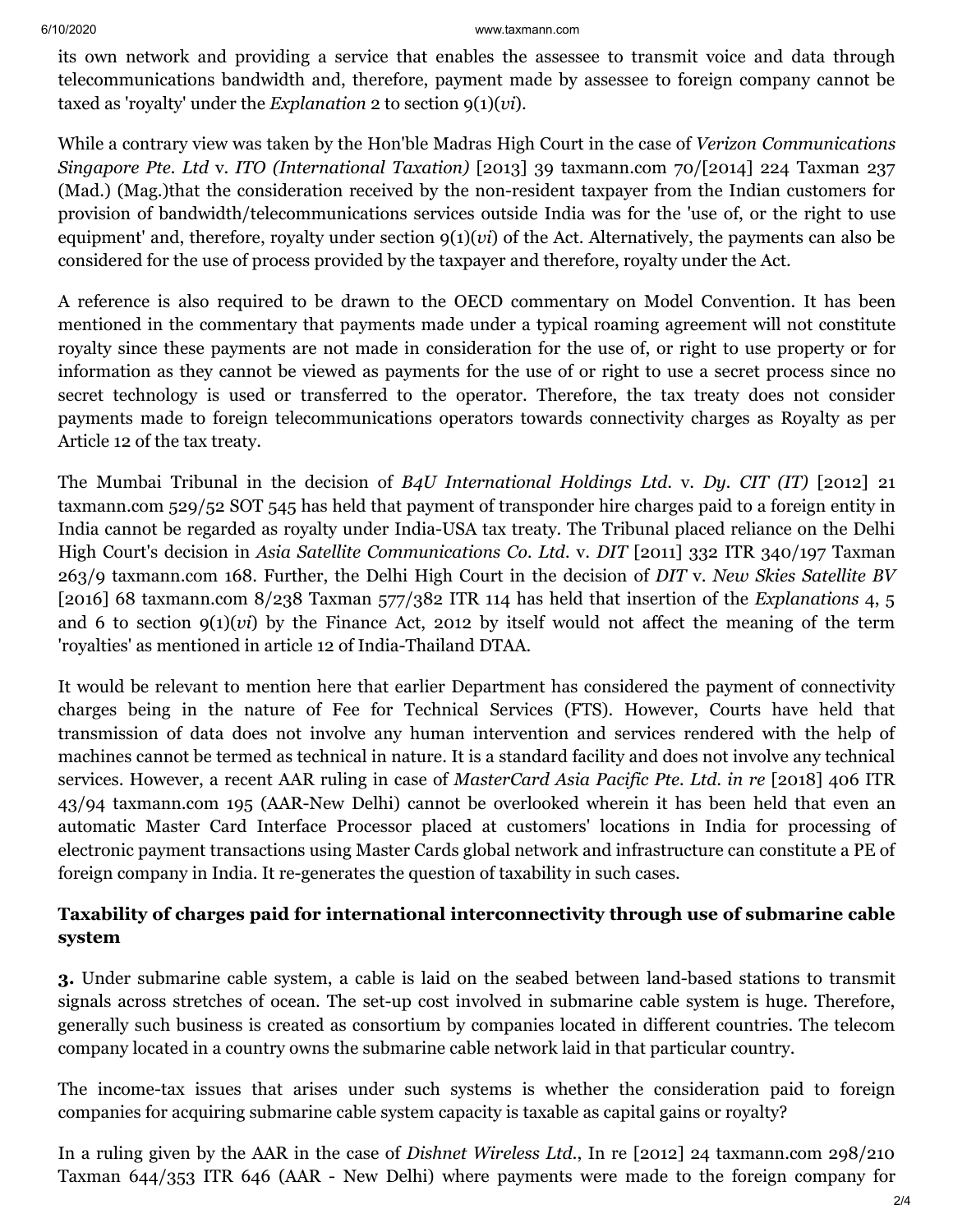its own network and providing a service that enables the assessee to transmit voice and data through telecommunications bandwidth and, therefore, payment made by assessee to foreign company cannot be taxed as 'royalty' under the *Explanation* 2 to section 9(1)(*vi*).

While a contrary view was taken by the Hon'ble Madras High Court in the case of *Verizon Communications Singapore Pte. Ltd* v. *ITO (International Taxation)* [2013] 39 taxmann.com 70/[2014] 224 Taxman 237 (Mad.) (Mag.)that the consideration received by the non-resident taxpayer from the Indian customers for provision of bandwidth/telecommunications services outside India was for the 'use of, or the right to use equipment' and, therefore, royalty under section 9(1)(*vi*) of the Act. Alternatively, the payments can also be considered for the use of process provided by the taxpayer and therefore, royalty under the Act.

A reference is also required to be drawn to the OECD commentary on Model Convention. It has been mentioned in the commentary that payments made under a typical roaming agreement will not constitute royalty since these payments are not made in consideration for the use of, or right to use property or for information as they cannot be viewed as payments for the use of or right to use a secret process since no secret technology is used or transferred to the operator. Therefore, the tax treaty does not consider payments made to foreign telecommunications operators towards connectivity charges as Royalty as per Article 12 of the tax treaty.

The Mumbai Tribunal in the decision of *B4U International Holdings Ltd.* v. *Dy. CIT (IT)* [2012] 21 taxmann.com 529/52 SOT 545 has held that payment of transponder hire charges paid to a foreign entity in India cannot be regarded as royalty under India-USA tax treaty. The Tribunal placed reliance on the Delhi High Court's decision in *Asia Satellite Communications Co. Ltd.* v. *DIT* [2011] 332 ITR 340/197 Taxman 263/9 taxmann.com 168. Further, the Delhi High Court in the decision of *DIT* v. *New Skies Satellite BV* [2016] 68 taxmann.com 8/238 Taxman 577/382 ITR 114 has held that insertion of the *Explanations* 4, 5 and 6 to section 9(1)(*vi*) by the Finance Act, 2012 by itself would not affect the meaning of the term 'royalties' as mentioned in article 12 of India-Thailand DTAA.

It would be relevant to mention here that earlier Department has considered the payment of connectivity charges being in the nature of Fee for Technical Services (FTS). However, Courts have held that transmission of data does not involve any human intervention and services rendered with the help of machines cannot be termed as technical in nature. It is a standard facility and does not involve any technical services. However, a recent AAR ruling in case of *MasterCard Asia Pacific Pte. Ltd. in re* [2018] 406 ITR 43/94 taxmann.com 195 (AAR-New Delhi) cannot be overlooked wherein it has been held that even an automatic Master Card Interface Processor placed at customers' locations in India for processing of electronic payment transactions using Master Cards global network and infrastructure can constitute a PE of foreign company in India. It re-generates the question of taxability in such cases.

**Taxability of charges paid for international interconnectivity through use of submarine cable system**

**3.** Under submarine cable system, a cable is laid on the seabed between land-based stations to transmit signals across stretches of ocean. The set-up cost involved in submarine cable system is huge. Therefore, generally such business is created as consortium by companies located in different countries. The telecom company located in a country owns the submarine cable network laid in that particular country.

The income-tax issues that arises under such systems is whether the consideration paid to foreign companies for acquiring submarine cable system capacity is taxable as capital gains or royalty?

In a ruling given by the AAR in the case of *Dishnet Wireless Ltd.*, In re [2012] 24 taxmann.com 298/210 Taxman 644/353 ITR 646 (AAR - New Delhi) where payments were made to the foreign company for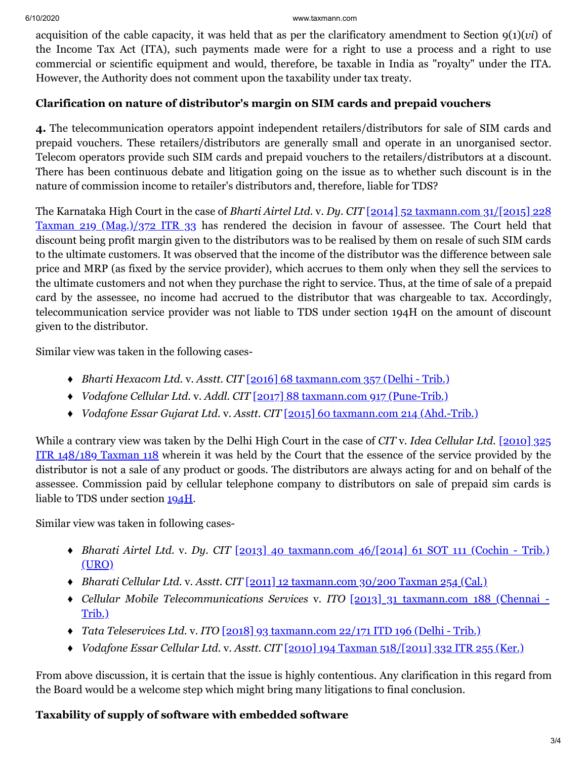acquisition of the cable capacity, it was held that as per the clarificatory amendment to Section 9(1)(*vi*) of the Income Tax Act (ITA), such payments made were for a right to use a process and a right to use commercial or scientific equipment and would, therefore, be taxable in India as "royalty" under the ITA. However, the Authority does not comment upon the taxability under tax treaty.

### Clarification on nature of distributor's margin on SIM cards and prepaid vouchers

**4.** The telecommunication operators appoint independent retailers/distributors for sale of SIM cards and prepaid vouchers. These retailers/distributors are generally small and operate in an unorganised sector. Telecom operators provide such SIM cards and prepaid vouchers to the retailers/distributors at a discount. There has been continuous debate and litigation going on the issue as to whether such discount is in the nature of commission income to retailer's distributors and, therefore, liable for TDS?

The Karnataka High Court in the case of *Bharti Airtel Ltd.* v. *Dy. CIT* [2014] 52 taxmann.com 31/[2015] 228 Taxman 219 (Mag.)/372 ITR 33 has rendered the decision in favour of assessee. The Court held that discount being profit margin given to the distributors was to be realised by them on resale of such SIM cards to the ultimate customers. It was observed that the income of the distributor was the difference between sale price and MRP (as fixed by the service provider), which accrues to them only when they sell the services to the ultimate customers and not when they purchase the right to service. Thus, at the time of sale of a prepaid card by the assessee, no income had accrued to the distributor that was chargeable to tax. Accordingly, telecommunication service provider was not liable to TDS under section 194H on the amount of discount given to the distributor.

Similar view was taken in the following cases-

- *Bharti Hexacom Ltd.* v. *Asstt. CIT* [2016] 68 taxmann.com 357 (Delhi - Trib.)
- *Vodafone Cellular Ltd.* v. *Addl. CIT* [2017] 88 taxmann.com 917 (Pune-Trib.)
- *Vodafone Essar Gujarat Ltd.* v. *Asstt. CIT* [2015] 60 taxmann.com 214 (Ahd.-Trib.)

While a contrary view was taken by the Delhi High Court in the case of *CIT* v. *Idea Cellular Ltd.* [2010] 325 ITR 148/189 Taxman 118 wherein it was held by the Court that the essence of the service provided by the distributor is not a sale of any product or goods. The distributors are always acting for and on behalf of the assessee. Commission paid by cellular telephone company to distributors on sale of prepaid sim cards is liable to TDS under section 194H.

Similar view was taken in following cases-

- *Bharati Airtel Ltd.* v. *Dy. CIT* [2013] 40 taxmann.com 46/[2014] 61 SOT 111 (Cochin - Trib.) (URO)
- *Bharati Cellular Ltd.* v. *Asstt. CIT* [2011] 12 taxmann.com 30/200 Taxman 254 (Cal.)
- *Cellular Mobile Telecommunications Services* v. *ITO* [2013] 31 taxmann.com 188 (Chennai - Trib.)
- *Tata Teleservices Ltd.* v. *ITO* [2018] 93 taxmann.com 22/171 ITD 196 (Delhi - Trib.)
- *Vodafone Essar Cellular Ltd.* v. *Asstt. CIT* [2010] 194 Taxman 518/[2011] 332 ITR 255 (Ker.)

From above discussion, it is certain that the issue is highly contentious. Any clarification in this regard from the Board would be a welcome step which might bring many litigations to final conclusion.

### Taxability of supply of software with embedded software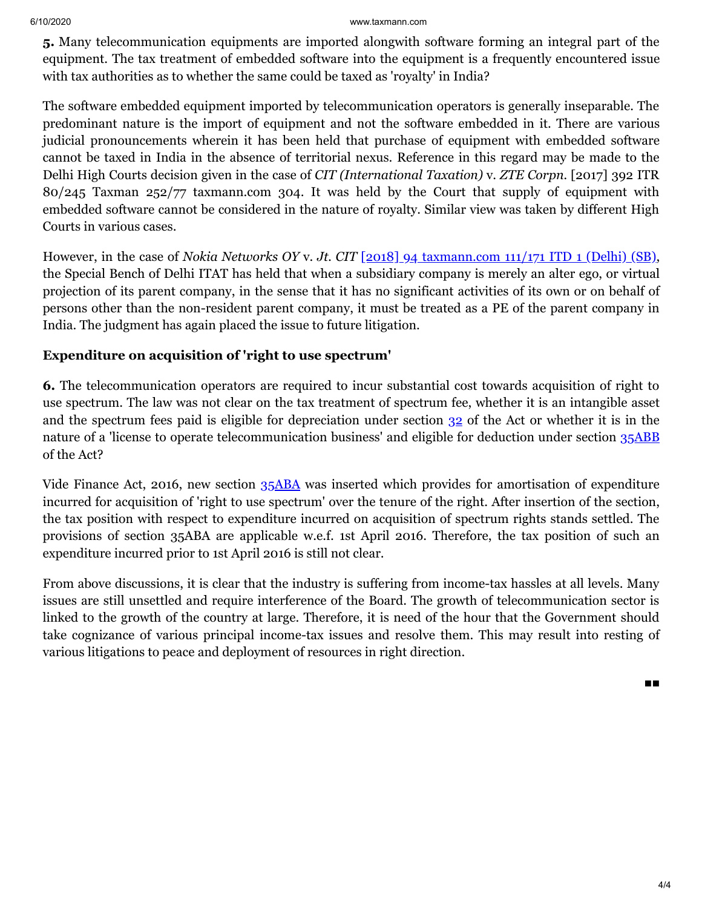**5.** Many telecommunication equipments are imported alongwith software forming an integral part of the equipment. The tax treatment of embedded software into the equipment is a frequently encountered issue with tax authorities as to whether the same could be taxed as 'royalty' in India?

The software embedded equipment imported by telecommunication operators is generally inseparable. The predominant nature is the import of equipment and not the software embedded in it. There are various judicial pronouncements wherein it has been held that purchase of equipment with embedded software cannot be taxed in India in the absence of territorial nexus. Reference in this regard may be made to the Delhi High Courts decision given in the case of *CIT (International Taxation)* v. *ZTE Corpn.* [2017] 392 ITR 80/245 Taxman 252/77 taxmann.com 304. It was held by the Court that supply of equipment with embedded software cannot be considered in the nature of royalty. Similar view was taken by different High Courts in various cases.

However, in the case of *Nokia Networks OY* v. *Jt. CIT* [2018] 94 taxmann.com 111/171 ITD 1 (Delhi) (SB), the Special Bench of Delhi ITAT has held that when a subsidiary company is merely an alter ego, or virtual projection of its parent company, in the sense that it has no significant activities of its own or on behalf of persons other than the non-resident parent company, it must be treated as a PE of the parent company in India. The judgment has again placed the issue to future litigation.

### Expenditure on acquisition of 'right to use spectrum'

**6.** The telecommunication operators are required to incur substantial cost towards acquisition of right to use spectrum. The law was not clear on the tax treatment of spectrum fee, whether it is an intangible asset and the spectrum fees paid is eligible for depreciation under section 32 of the Act or whether it is in the nature of a 'license to operate telecommunication business' and eligible for deduction under section 35ABB of the Act?

Vide Finance Act, 2016, new section 35ABA was inserted which provides for amortisation of expenditure incurred for acquisition of 'right to use spectrum' over the tenure of the right. After insertion of the section, the tax position with respect to expenditure incurred on acquisition of spectrum rights stands settled. The provisions of section 35ABA are applicable w.e.f. 1st April 2016. Therefore, the tax position of such an expenditure incurred prior to 1st April 2016 is still not clear.

From above discussions, it is clear that the industry is suffering from income-tax hassles at all levels. Many issues are still unsettled and require interference of the Board. The growth of telecommunication sector is linked to the growth of the country at large. Therefore, it is need of the hour that the Government should take cognizance of various principal income-tax issues and resolve them. This may result into resting of various litigations to peace and deployment of resources in right direction.

■■